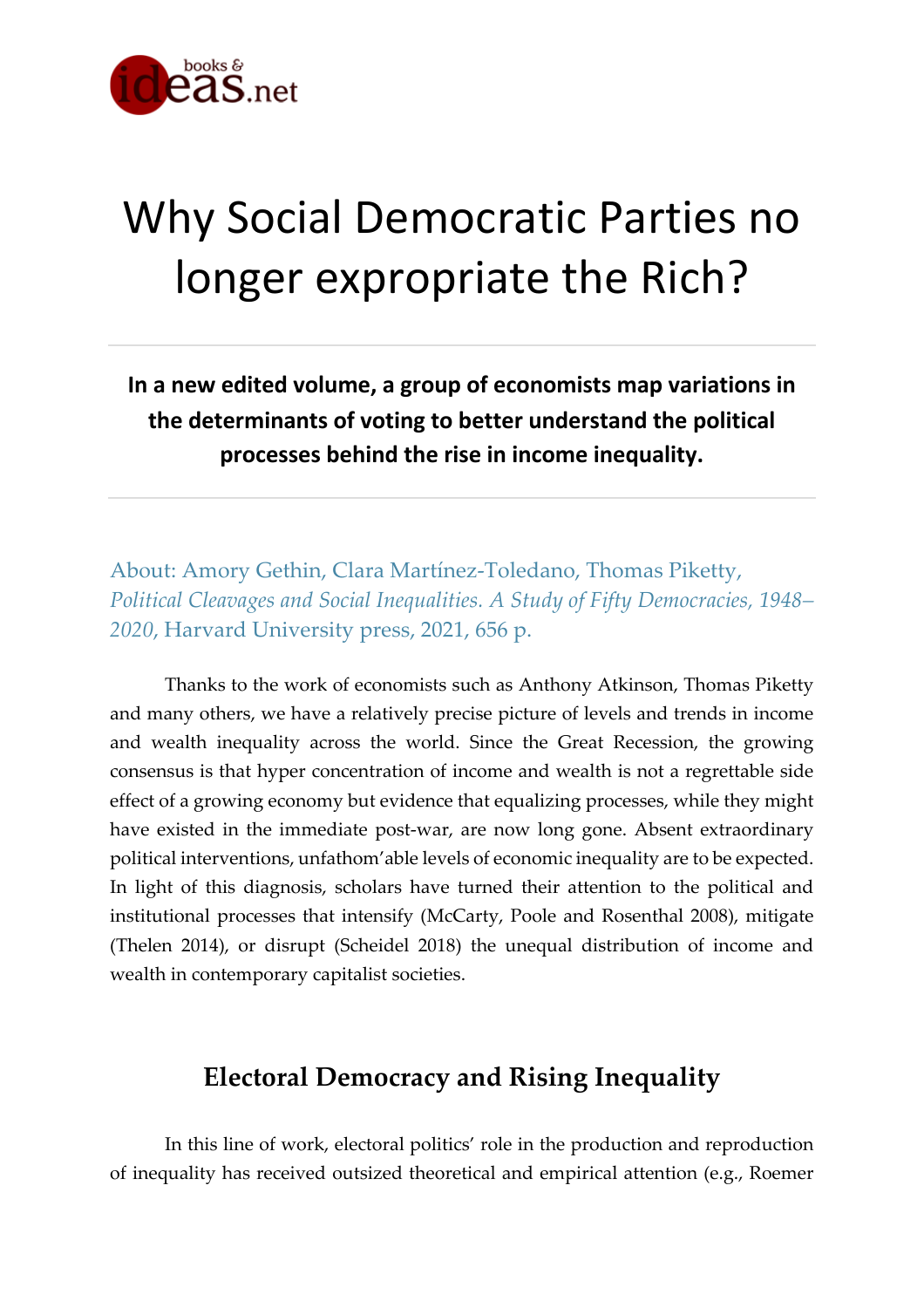# Why Social Democratic Parties no longer expropriate the Rich?

**In a new edited volume, a group of economists map variations in the determinants of voting to better understand the political processes behind the rise in income inequality.**

About: Amory Gethin, Clara Martínez-Toledano, Thomas Piketty, *Political Cleavages and Social Inequalities. A Study of Fifty Democracies, 1948–2020*, Harvard University press, 2021, 656 p.

Thanks to the work of economists such as Anthony Atkinson, Thomas Piketty and many others, we have a relatively precise picture of levels and trends in income and wealth inequality across the world. Since the Great Recession, the growing consensus is that hyper concentration of income and wealth is not a regrettable side effect of a growing economy but evidence that equalizing processes, while they might have existed in the immediate post-war, are now long gone. Absent extraordinary political interventions, unfathom'able levels of economic inequality are to be expected. In light of this diagnosis, scholars have turned their attention to the political and institutional processes that intensify (McCarty, Poole and Rosenthal 2008), mitigate (Thelen 2014), or disrupt (Scheidel 2018) the unequal distribution of income and wealth in contemporary capitalist societies.

## Electoral Democracy and Rising Inequality

In this line of work, electoral politics' role in the production and reproduction of inequality has received outsized theoretical and empirical attention (e.g., Roemer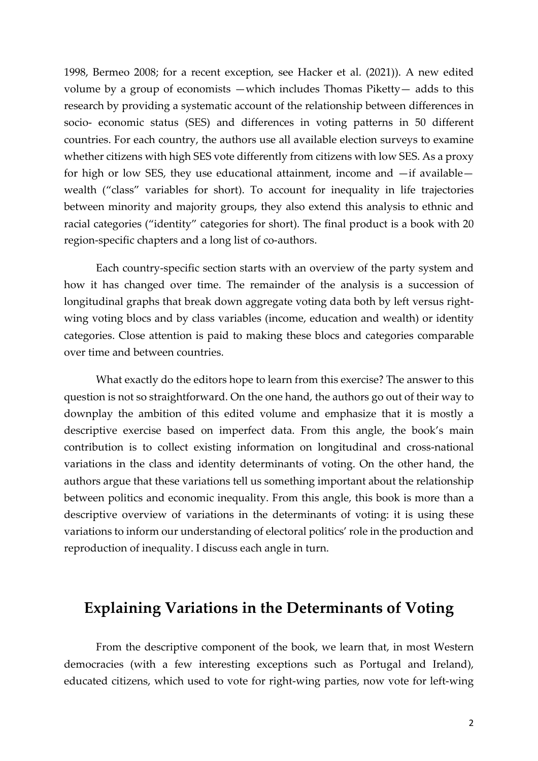1998, Bermeo 2008; for a recent exception, see Hacker et al. (2021)). A new edited volume by a group of economists —which includes Thomas Piketty— adds to this research by providing a systematic account of the relationship between differences in socio- economic status (SES) and differences in voting patterns in 50 different countries. For each country, the authors use all available election surveys to examine whether citizens with high SES vote differently from citizens with low SES. As a proxy for high or low SES, they use educational attainment, income and —if available— wealth ("class" variables for short). To account for inequality in life trajectories between minority and majority groups, they also extend this analysis to ethnic and racial categories ("identity" categories for short). The final product is a book with 20 region-specific chapters and a long list of co-authors.

Each country-specific section starts with an overview of the party system and how it has changed over time. The remainder of the analysis is a succession of longitudinal graphs that break down aggregate voting data both by left versus right-wing voting blocs and by class variables (income, education and wealth) or identity categories. Close attention is paid to making these blocs and categories comparable over time and between countries.

What exactly do the editors hope to learn from this exercise? The answer to this question is not so straightforward. On the one hand, the authors go out of their way to downplay the ambition of this edited volume and emphasize that it is mostly a descriptive exercise based on imperfect data. From this angle, the book's main contribution is to collect existing information on longitudinal and cross-national variations in the class and identity determinants of voting. On the other hand, the authors argue that these variations tell us something important about the relationship between politics and economic inequality. From this angle, this book is more than a descriptive overview of variations in the determinants of voting: it is using these variations to inform our understanding of electoral politics' role in the production and reproduction of inequality. I discuss each angle in turn.

## Explaining Variations in the Determinants of Voting

From the descriptive component of the book, we learn that, in most Western democracies (with a few interesting exceptions such as Portugal and Ireland), educated citizens, which used to vote for right-wing parties, now vote for left-wing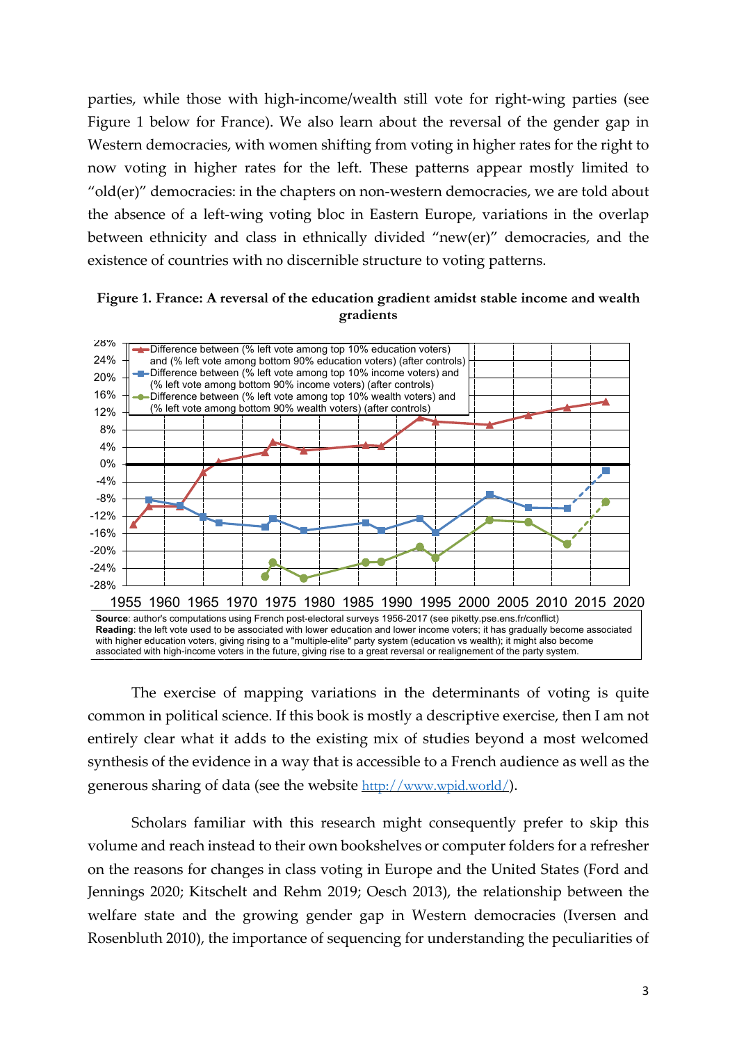parties, while those with high-income/wealth still vote for right-wing parties (see Figure 1 below for France). We also learn about the reversal of the gender gap in Western democracies, with women shifting from voting in higher rates for the right to now voting in higher rates for the left. These patterns appear mostly limited to "old(er)" democracies: in the chapters on non-western democracies, we are told about the absence of a left-wing voting bloc in Eastern Europe, variations in the overlap between ethnicity and class in ethnically divided "new(er)" democracies, and the existence of countries with no discernible structure to voting patterns.

**Figure 1. France: A reversal of the education gradient amidst stable income and wealth gradients**

**Source**: author's computations using French post-electoral surveys 1956-2017 (see piketty.pse.ens.fr/conflict)
**Reading**: the left vote used to be associated with lower education and lower income voters; it has gradually become associated with higher education voters, giving rising to a "multiple-elite" party system (education vs wealth); it might also become associated with high-income voters in the future, giving rise to a great reversal or realignement of the party system.

The exercise of mapping variations in the determinants of voting is quite common in political science. If this book is mostly a descriptive exercise, then I am not entirely clear what it adds to the existing mix of studies beyond a most welcomed synthesis of the evidence in a way that is accessible to a French audience as well as the generous sharing of data (see the website http://www.wpid.world/).

Scholars familiar with this research might consequently prefer to skip this volume and reach instead to their own bookshelves or computer folders for a refresher on the reasons for changes in class voting in Europe and the United States (Ford and Jennings 2020; Kitschelt and Rehm 2019; Oesch 2013), the relationship between the welfare state and the growing gender gap in Western democracies (Iversen and Rosenbluth 2010), the importance of sequencing for understanding the peculiarities of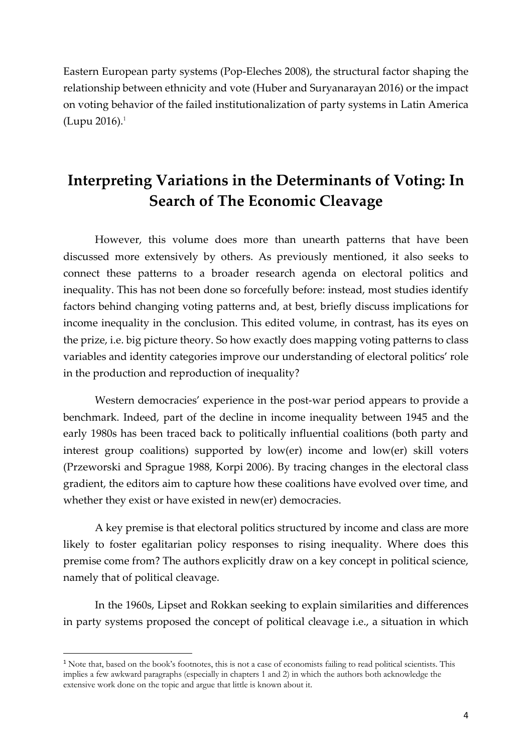Eastern European party systems (Pop-Eleches 2008), the structural factor shaping the relationship between ethnicity and vote (Huber and Suryanarayan 2016) or the impact on voting behavior of the failed institutionalization of party systems in Latin America (Lupu 2016).[1]

## Interpreting Variations in the Determinants of Voting: In Search of The Economic Cleavage

However, this volume does more than unearth patterns that have been discussed more extensively by others. As previously mentioned, it also seeks to connect these patterns to a broader research agenda on electoral politics and inequality. This has not been done so forcefully before: instead, most studies identify factors behind changing voting patterns and, at best, briefly discuss implications for income inequality in the conclusion. This edited volume, in contrast, has its eyes on the prize, i.e. big picture theory. So how exactly does mapping voting patterns to class variables and identity categories improve our understanding of electoral politics' role in the production and reproduction of inequality?

Western democracies' experience in the post-war period appears to provide a benchmark. Indeed, part of the decline in income inequality between 1945 and the early 1980s has been traced back to politically influential coalitions (both party and interest group coalitions) supported by low(er) income and low(er) skill voters (Przeworski and Sprague 1988, Korpi 2006). By tracing changes in the electoral class gradient, the editors aim to capture how these coalitions have evolved over time, and whether they exist or have existed in new(er) democracies.

A key premise is that electoral politics structured by income and class are more likely to foster egalitarian policy responses to rising inequality. Where does this premise come from? The authors explicitly draw on a key concept in political science, namely that of political cleavage.

In the 1960s, Lipset and Rokkan seeking to explain similarities and differences in party systems proposed the concept of political cleavage i.e., a situation in which

---

[1] Note that, based on the book's footnotes, this is not a case of economists failing to read political scientists. This implies a few awkward paragraphs (especially in chapters 1 and 2) in which the authors both acknowledge the extensive work done on the topic and argue that little is known about it.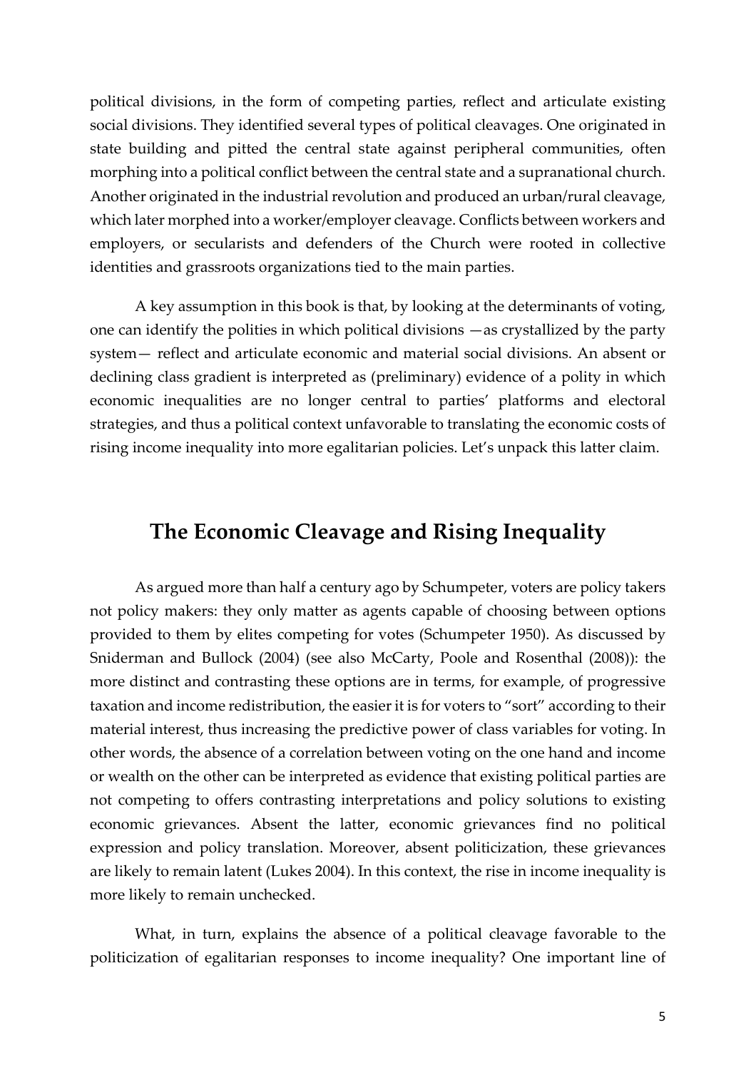political divisions, in the form of competing parties, reflect and articulate existing social divisions. They identified several types of political cleavages. One originated in state building and pitted the central state against peripheral communities, often morphing into a political conflict between the central state and a supranational church. Another originated in the industrial revolution and produced an urban/rural cleavage, which later morphed into a worker/employer cleavage. Conflicts between workers and employers, or secularists and defenders of the Church were rooted in collective identities and grassroots organizations tied to the main parties.

A key assumption in this book is that, by looking at the determinants of voting, one can identify the polities in which political divisions —as crystallized by the party system— reflect and articulate economic and material social divisions. An absent or declining class gradient is interpreted as (preliminary) evidence of a polity in which economic inequalities are no longer central to parties' platforms and electoral strategies, and thus a political context unfavorable to translating the economic costs of rising income inequality into more egalitarian policies. Let's unpack this latter claim.

## The Economic Cleavage and Rising Inequality

As argued more than half a century ago by Schumpeter, voters are policy takers not policy makers: they only matter as agents capable of choosing between options provided to them by elites competing for votes (Schumpeter 1950). As discussed by Sniderman and Bullock (2004) (see also McCarty, Poole and Rosenthal (2008)): the more distinct and contrasting these options are in terms, for example, of progressive taxation and income redistribution, the easier it is for voters to "sort" according to their material interest, thus increasing the predictive power of class variables for voting. In other words, the absence of a correlation between voting on the one hand and income or wealth on the other can be interpreted as evidence that existing political parties are not competing to offers contrasting interpretations and policy solutions to existing economic grievances. Absent the latter, economic grievances find no political expression and policy translation. Moreover, absent politicization, these grievances are likely to remain latent (Lukes 2004). In this context, the rise in income inequality is more likely to remain unchecked.

What, in turn, explains the absence of a political cleavage favorable to the politicization of egalitarian responses to income inequality? One important line of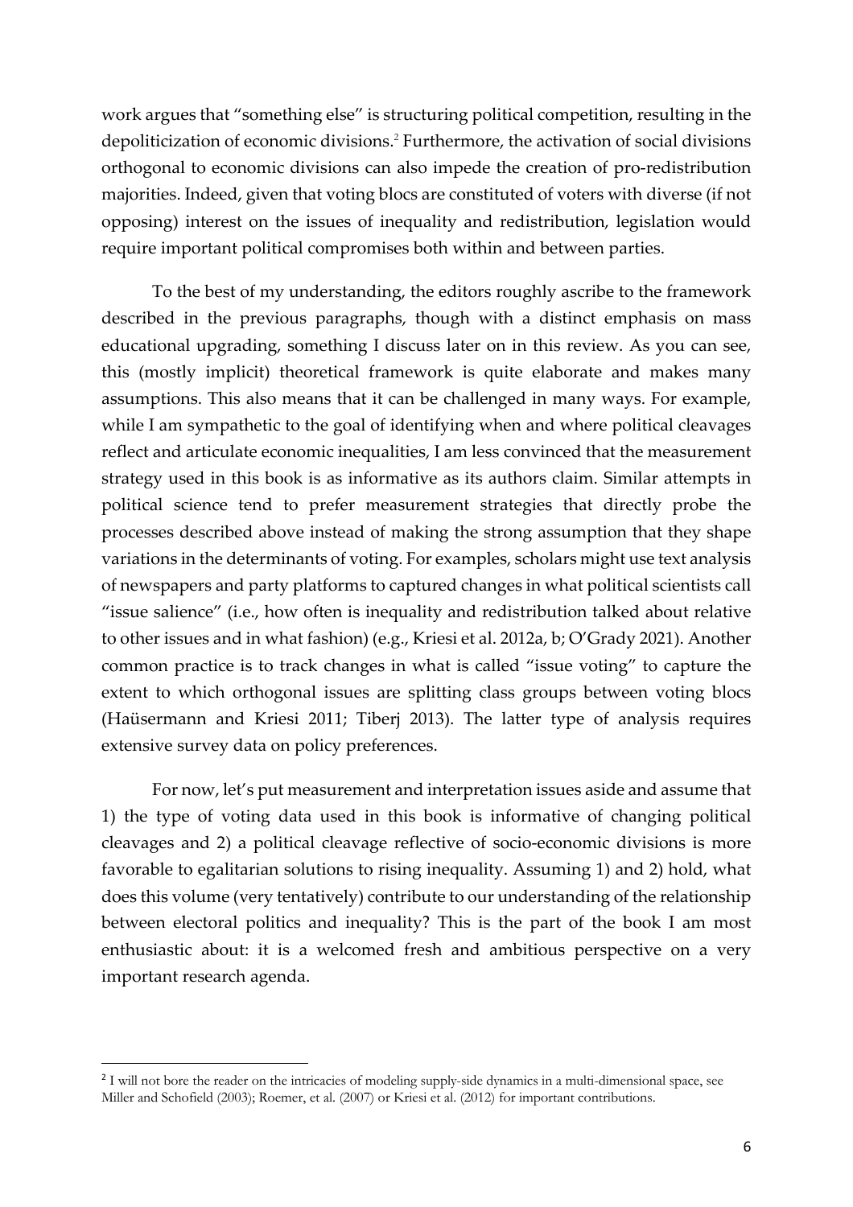work argues that "something else" is structuring political competition, resulting in the depoliticization of economic divisions.[2] Furthermore, the activation of social divisions orthogonal to economic divisions can also impede the creation of pro-redistribution majorities. Indeed, given that voting blocs are constituted of voters with diverse (if not opposing) interest on the issues of inequality and redistribution, legislation would require important political compromises both within and between parties.

To the best of my understanding, the editors roughly ascribe to the framework described in the previous paragraphs, though with a distinct emphasis on mass educational upgrading, something I discuss later on in this review. As you can see, this (mostly implicit) theoretical framework is quite elaborate and makes many assumptions. This also means that it can be challenged in many ways. For example, while I am sympathetic to the goal of identifying when and where political cleavages reflect and articulate economic inequalities, I am less convinced that the measurement strategy used in this book is as informative as its authors claim. Similar attempts in political science tend to prefer measurement strategies that directly probe the processes described above instead of making the strong assumption that they shape variations in the determinants of voting. For examples, scholars might use text analysis of newspapers and party platforms to captured changes in what political scientists call "issue salience" (i.e., how often is inequality and redistribution talked about relative to other issues and in what fashion) (e.g., Kriesi et al. 2012a, b; O'Grady 2021). Another common practice is to track changes in what is called "issue voting" to capture the extent to which orthogonal issues are splitting class groups between voting blocs (Haüsermann and Kriesi 2011; Tiberj 2013). The latter type of analysis requires extensive survey data on policy preferences.

For now, let's put measurement and interpretation issues aside and assume that 1) the type of voting data used in this book is informative of changing political cleavages and 2) a political cleavage reflective of socio-economic divisions is more favorable to egalitarian solutions to rising inequality. Assuming 1) and 2) hold, what does this volume (very tentatively) contribute to our understanding of the relationship between electoral politics and inequality? This is the part of the book I am most enthusiastic about: it is a welcomed fresh and ambitious perspective on a very important research agenda.

---

[2] I will not bore the reader on the intricacies of modeling supply-side dynamics in a multi-dimensional space, see Miller and Schofield (2003); Roemer, et al. (2007) or Kriesi et al. (2012) for important contributions.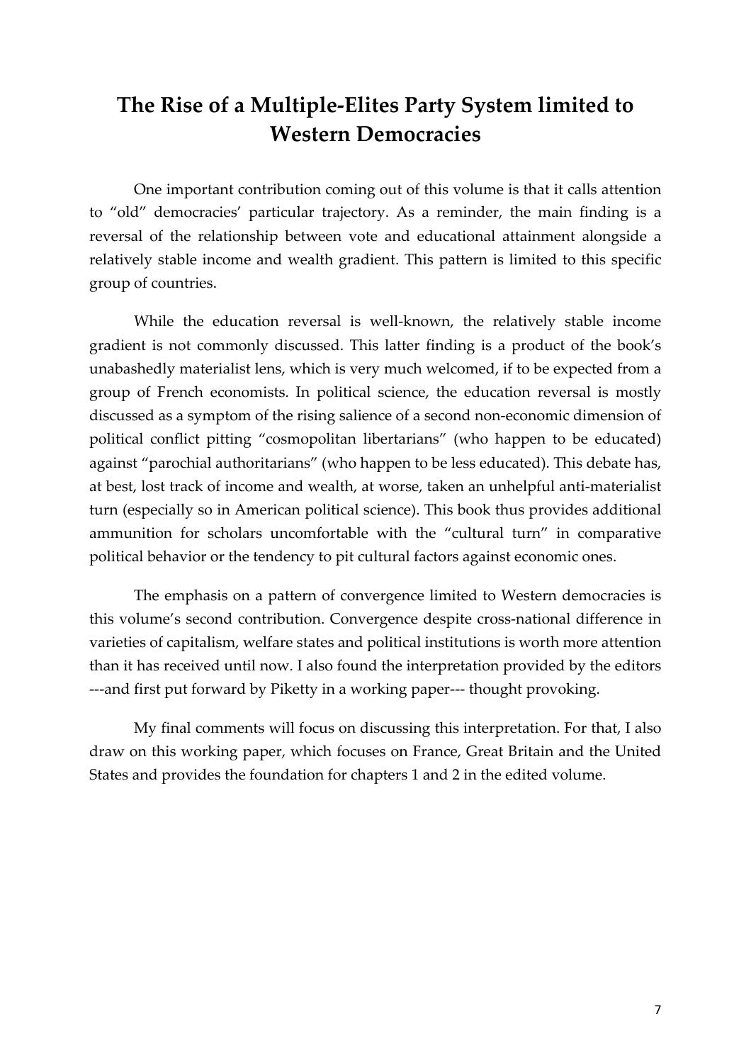# The Rise of a Multiple-Elites Party System limited to Western Democracies

One important contribution coming out of this volume is that it calls attention to “old” democracies’ particular trajectory. As a reminder, the main finding is a reversal of the relationship between vote and educational attainment alongside a relatively stable income and wealth gradient. This pattern is limited to this specific group of countries.

While the education reversal is well-known, the relatively stable income gradient is not commonly discussed. This latter finding is a product of the book’s unabashedly materialist lens, which is very much welcomed, if to be expected from a group of French economists. In political science, the education reversal is mostly discussed as a symptom of the rising salience of a second non-economic dimension of political conflict pitting “cosmopolitan libertarians” (who happen to be educated) against “parochial authoritarians” (who happen to be less educated). This debate has, at best, lost track of income and wealth, at worse, taken an unhelpful anti-materialist turn (especially so in American political science). This book thus provides additional ammunition for scholars uncomfortable with the “cultural turn” in comparative political behavior or the tendency to pit cultural factors against economic ones.

The emphasis on a pattern of convergence limited to Western democracies is this volume’s second contribution. Convergence despite cross-national difference in varieties of capitalism, welfare states and political institutions is worth more attention than it has received until now. I also found the interpretation provided by the editors ---and first put forward by Piketty in a working paper--- thought provoking.

My final comments will focus on discussing this interpretation. For that, I also draw on this working paper, which focuses on France, Great Britain and the United States and provides the foundation for chapters 1 and 2 in the edited volume.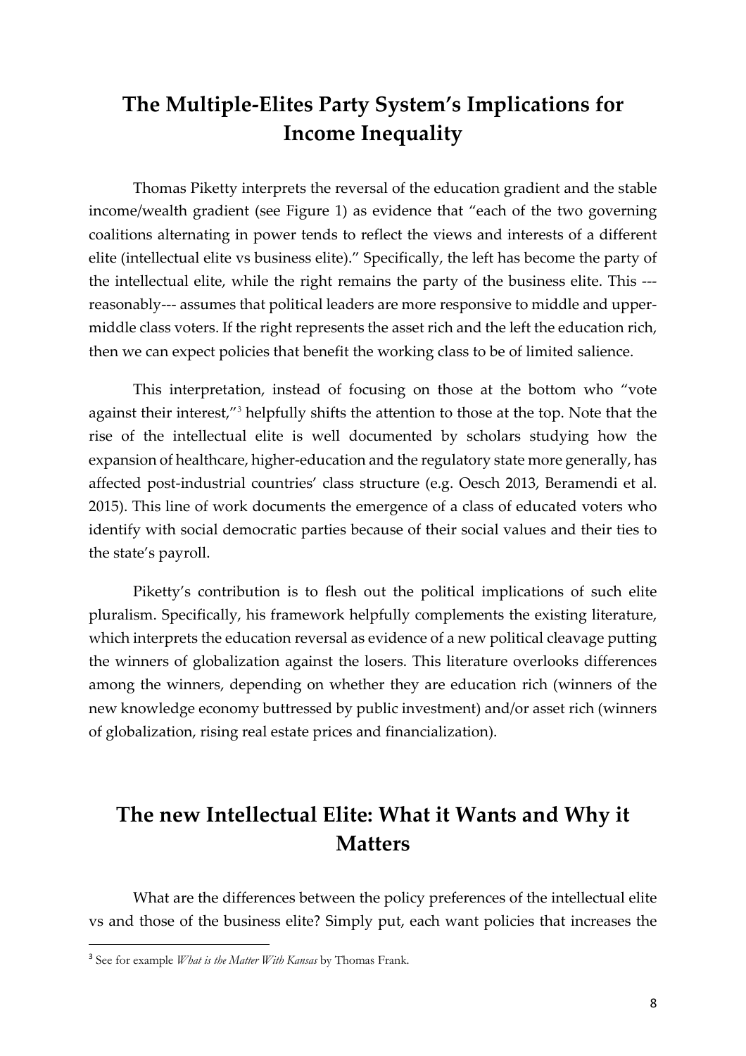## The Multiple-Elites Party System's Implications for Income Inequality

Thomas Piketty interprets the reversal of the education gradient and the stable income/wealth gradient (see Figure 1) as evidence that "each of the two governing coalitions alternating in power tends to reflect the views and interests of a different elite (intellectual elite vs business elite)." Specifically, the left has become the party of the intellectual elite, while the right remains the party of the business elite. This ---reasonably--- assumes that political leaders are more responsive to middle and upper-middle class voters. If the right represents the asset rich and the left the education rich, then we can expect policies that benefit the working class to be of limited salience.

This interpretation, instead of focusing on those at the bottom who "vote against their interest,"[3] helpfully shifts the attention to those at the top. Note that the rise of the intellectual elite is well documented by scholars studying how the expansion of healthcare, higher-education and the regulatory state more generally, has affected post-industrial countries' class structure (e.g. Oesch 2013, Beramendi et al. 2015). This line of work documents the emergence of a class of educated voters who identify with social democratic parties because of their social values and their ties to the state's payroll.

Piketty's contribution is to flesh out the political implications of such elite pluralism. Specifically, his framework helpfully complements the existing literature, which interprets the education reversal as evidence of a new political cleavage putting the winners of globalization against the losers. This literature overlooks differences among the winners, depending on whether they are education rich (winners of the new knowledge economy buttressed by public investment) and/or asset rich (winners of globalization, rising real estate prices and financialization).

## The new Intellectual Elite: What it Wants and Why it Matters

What are the differences between the policy preferences of the intellectual elite vs and those of the business elite? Simply put, each want policies that increases the

[3] See for example *What is the Matter With Kansas* by Thomas Frank.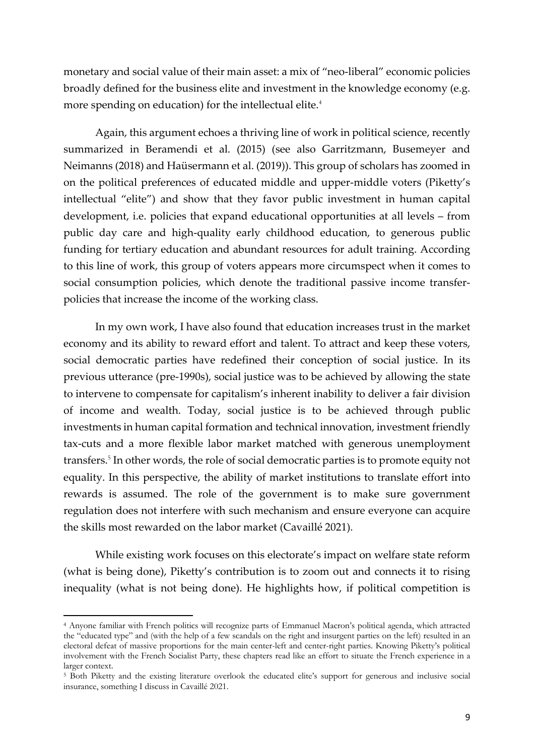monetary and social value of their main asset: a mix of "neo-liberal" economic policies broadly defined for the business elite and investment in the knowledge economy (e.g. more spending on education) for the intellectual elite.[4]

Again, this argument echoes a thriving line of work in political science, recently summarized in Beramendi et al. (2015) (see also Garritzmann, Busemeyer and Neimanns (2018) and Haüsermann et al. (2019)). This group of scholars has zoomed in on the political preferences of educated middle and upper-middle voters (Piketty's intellectual "elite") and show that they favor public investment in human capital development, i.e. policies that expand educational opportunities at all levels – from public day care and high-quality early childhood education, to generous public funding for tertiary education and abundant resources for adult training. According to this line of work, this group of voters appears more circumspect when it comes to social consumption policies, which denote the traditional passive income transfer-policies that increase the income of the working class.

In my own work, I have also found that education increases trust in the market economy and its ability to reward effort and talent. To attract and keep these voters, social democratic parties have redefined their conception of social justice. In its previous utterance (pre-1990s), social justice was to be achieved by allowing the state to intervene to compensate for capitalism's inherent inability to deliver a fair division of income and wealth. Today, social justice is to be achieved through public investments in human capital formation and technical innovation, investment friendly tax-cuts and a more flexible labor market matched with generous unemployment transfers.[5] In other words, the role of social democratic parties is to promote equity not equality. In this perspective, the ability of market institutions to translate effort into rewards is assumed. The role of the government is to make sure government regulation does not interfere with such mechanism and ensure everyone can acquire the skills most rewarded on the labor market (Cavaillé 2021).

While existing work focuses on this electorate's impact on welfare state reform (what is being done), Piketty's contribution is to zoom out and connects it to rising inequality (what is not being done). He highlights how, if political competition is

---

[4] Anyone familiar with French politics will recognize parts of Emmanuel Macron's political agenda, which attracted the "educated type" and (with the help of a few scandals on the right and insurgent parties on the left) resulted in an electoral defeat of massive proportions for the main center-left and center-right parties. Knowing Piketty's political involvement with the French Socialist Party, these chapters read like an effort to situate the French experience in a larger context.

[5] Both Piketty and the existing literature overlook the educated elite's support for generous and inclusive social insurance, something I discuss in Cavaillé 2021.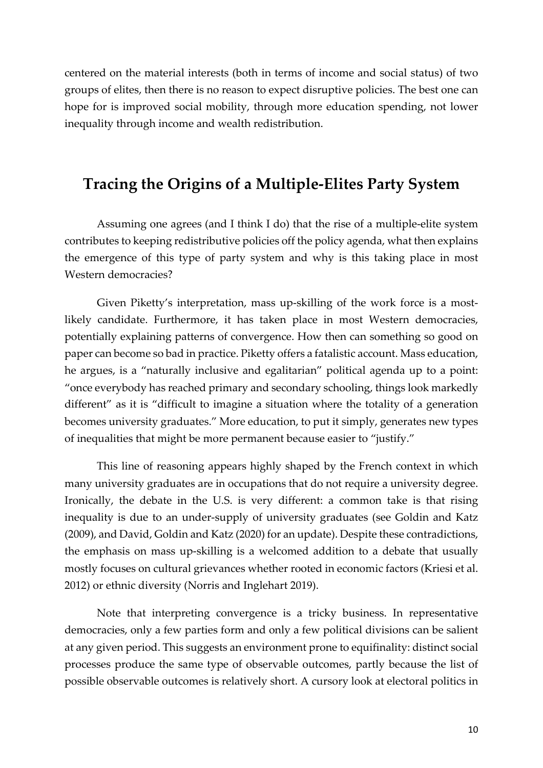centered on the material interests (both in terms of income and social status) of two groups of elites, then there is no reason to expect disruptive policies. The best one can hope for is improved social mobility, through more education spending, not lower inequality through income and wealth redistribution.

## Tracing the Origins of a Multiple-Elites Party System

Assuming one agrees (and I think I do) that the rise of a multiple-elite system contributes to keeping redistributive policies off the policy agenda, what then explains the emergence of this type of party system and why is this taking place in most Western democracies?

Given Piketty's interpretation, mass up-skilling of the work force is a most-likely candidate. Furthermore, it has taken place in most Western democracies, potentially explaining patterns of convergence. How then can something so good on paper can become so bad in practice. Piketty offers a fatalistic account. Mass education, he argues, is a "naturally inclusive and egalitarian" political agenda up to a point: "once everybody has reached primary and secondary schooling, things look markedly different" as it is "difficult to imagine a situation where the totality of a generation becomes university graduates." More education, to put it simply, generates new types of inequalities that might be more permanent because easier to "justify."

This line of reasoning appears highly shaped by the French context in which many university graduates are in occupations that do not require a university degree. Ironically, the debate in the U.S. is very different: a common take is that rising inequality is due to an under-supply of university graduates (see Goldin and Katz (2009), and David, Goldin and Katz (2020) for an update). Despite these contradictions, the emphasis on mass up-skilling is a welcomed addition to a debate that usually mostly focuses on cultural grievances whether rooted in economic factors (Kriesi et al. 2012) or ethnic diversity (Norris and Inglehart 2019).

Note that interpreting convergence is a tricky business. In representative democracies, only a few parties form and only a few political divisions can be salient at any given period. This suggests an environment prone to equifinality: distinct social processes produce the same type of observable outcomes, partly because the list of possible observable outcomes is relatively short. A cursory look at electoral politics in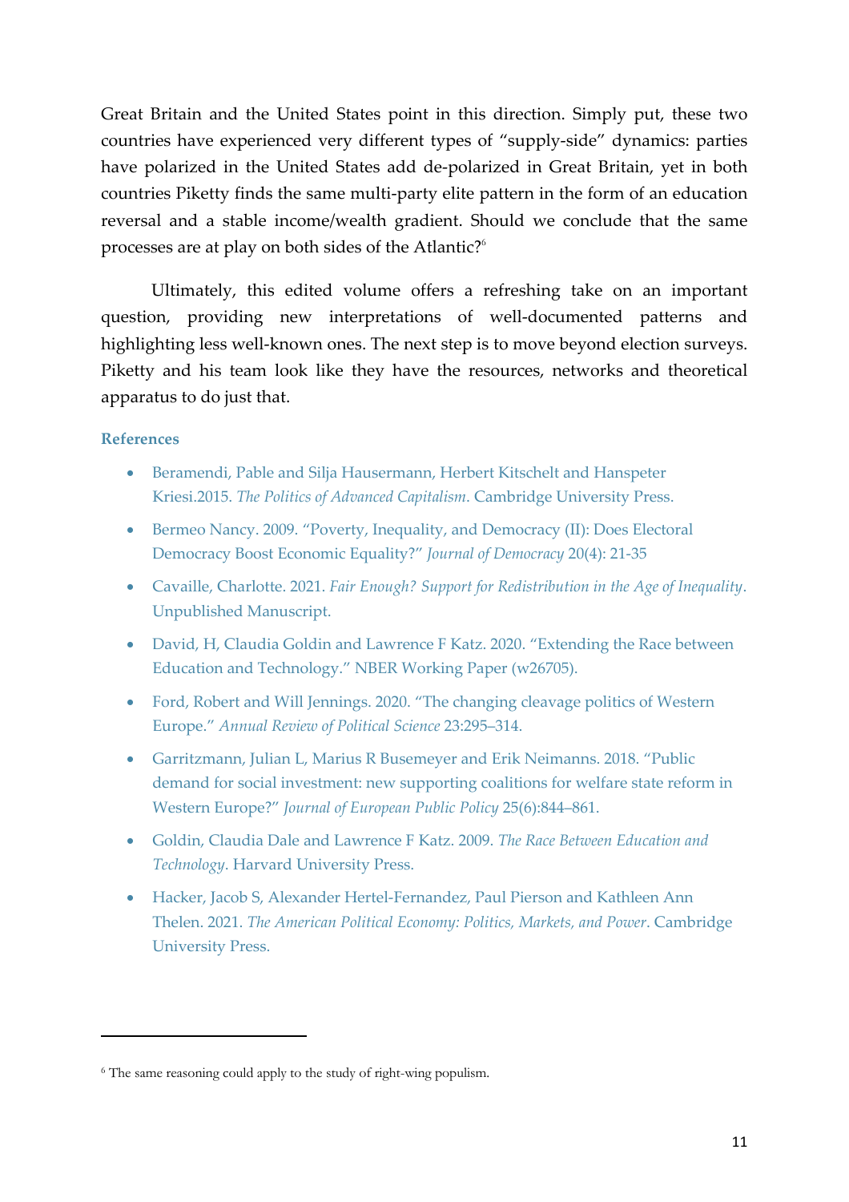Great Britain and the United States point in this direction. Simply put, these two countries have experienced very different types of "supply-side" dynamics: parties have polarized in the United States add de-polarized in Great Britain, yet in both countries Piketty finds the same multi-party elite pattern in the form of an education reversal and a stable income/wealth gradient. Should we conclude that the same processes are at play on both sides of the Atlantic?[6]

Ultimately, this edited volume offers a refreshing take on an important question, providing new interpretations of well-documented patterns and highlighting less well-known ones. The next step is to move beyond election surveys. Piketty and his team look like they have the resources, networks and theoretical apparatus to do just that.

### References

- Beramendi, Pable and Silja Hausermann, Herbert Kitschelt and Hanspeter Kriesi.2015. *The Politics of Advanced Capitalism*. Cambridge University Press.
- Bermeo Nancy. 2009. "Poverty, Inequality, and Democracy (II): Does Electoral Democracy Boost Economic Equality?" *Journal of Democracy* 20(4): 21-35
- Cavaille, Charlotte. 2021. *Fair Enough? Support for Redistribution in the Age of Inequality*. Unpublished Manuscript.
- David, H, Claudia Goldin and Lawrence F Katz. 2020. "Extending the Race between Education and Technology." NBER Working Paper (w26705).
- Ford, Robert and Will Jennings. 2020. "The changing cleavage politics of Western Europe." *Annual Review of Political Science* 23:295–314.
- Garritzmann, Julian L, Marius R Busemeyer and Erik Neimanns. 2018. "Public demand for social investment: new supporting coalitions for welfare state reform in Western Europe?" *Journal of European Public Policy* 25(6):844–861.
- Goldin, Claudia Dale and Lawrence F Katz. 2009. *The Race Between Education and Technology*. Harvard University Press.
- Hacker, Jacob S, Alexander Hertel-Fernandez, Paul Pierson and Kathleen Ann Thelen. 2021. *The American Political Economy: Politics, Markets, and Power*. Cambridge University Press.

---

[6] The same reasoning could apply to the study of right-wing populism.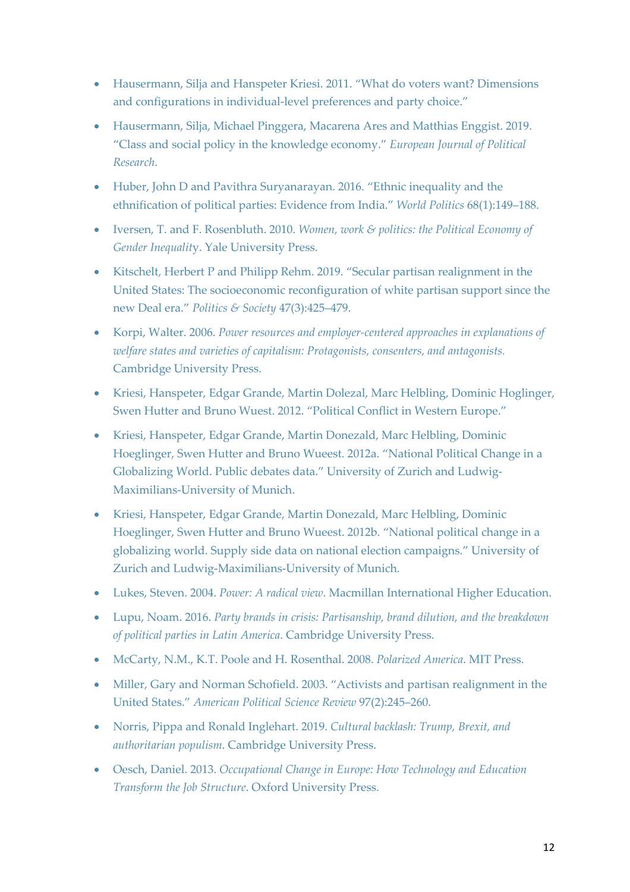- Hausermann, Silja and Hanspeter Kriesi. 2011. "What do voters want? Dimensions and configurations in individual-level preferences and party choice."
- Hausermann, Silja, Michael Pinggera, Macarena Ares and Matthias Enggist. 2019. "Class and social policy in the knowledge economy." *European Journal of Political Research*.
- Huber, John D and Pavithra Suryanarayan. 2016. "Ethnic inequality and the ethnification of political parties: Evidence from India." *World Politics* 68(1):149–188.
- Iversen, T. and F. Rosenbluth. 2010. *Women, work & politics: the Political Economy of Gender Inequality*. Yale University Press.
- Kitschelt, Herbert P and Philipp Rehm. 2019. "Secular partisan realignment in the United States: The socioeconomic reconfiguration of white partisan support since the new Deal era." *Politics & Society* 47(3):425–479.
- Korpi, Walter. 2006. *Power resources and employer-centered approaches in explanations of welfare states and varieties of capitalism: Protagonists, consenters, and antagonists.* Cambridge University Press.
- Kriesi, Hanspeter, Edgar Grande, Martin Dolezal, Marc Helbling, Dominic Hoglinger, Swen Hutter and Bruno Wuest. 2012. "Political Conflict in Western Europe."
- Kriesi, Hanspeter, Edgar Grande, Martin Donezald, Marc Helbling, Dominic Hoeglinger, Swen Hutter and Bruno Wueest. 2012a. "National Political Change in a Globalizing World. Public debates data." University of Zurich and Ludwig-Maximilians-University of Munich.
- Kriesi, Hanspeter, Edgar Grande, Martin Donezald, Marc Helbling, Dominic Hoeglinger, Swen Hutter and Bruno Wueest. 2012b. "National political change in a globalizing world. Supply side data on national election campaigns." University of Zurich and Ludwig-Maximilians-University of Munich.
- Lukes, Steven. 2004. *Power: A radical view*. Macmillan International Higher Education.
- Lupu, Noam. 2016. *Party brands in crisis: Partisanship, brand dilution, and the breakdown of political parties in Latin America*. Cambridge University Press.
- McCarty, N.M., K.T. Poole and H. Rosenthal. 2008. *Polarized America*. MIT Press.
- Miller, Gary and Norman Schofield. 2003. "Activists and partisan realignment in the United States." *American Political Science Review* 97(2):245–260.
- Norris, Pippa and Ronald Inglehart. 2019. *Cultural backlash: Trump, Brexit, and authoritarian populism*. Cambridge University Press.
- Oesch, Daniel. 2013. *Occupational Change in Europe: How Technology and Education Transform the Job Structure*. Oxford University Press.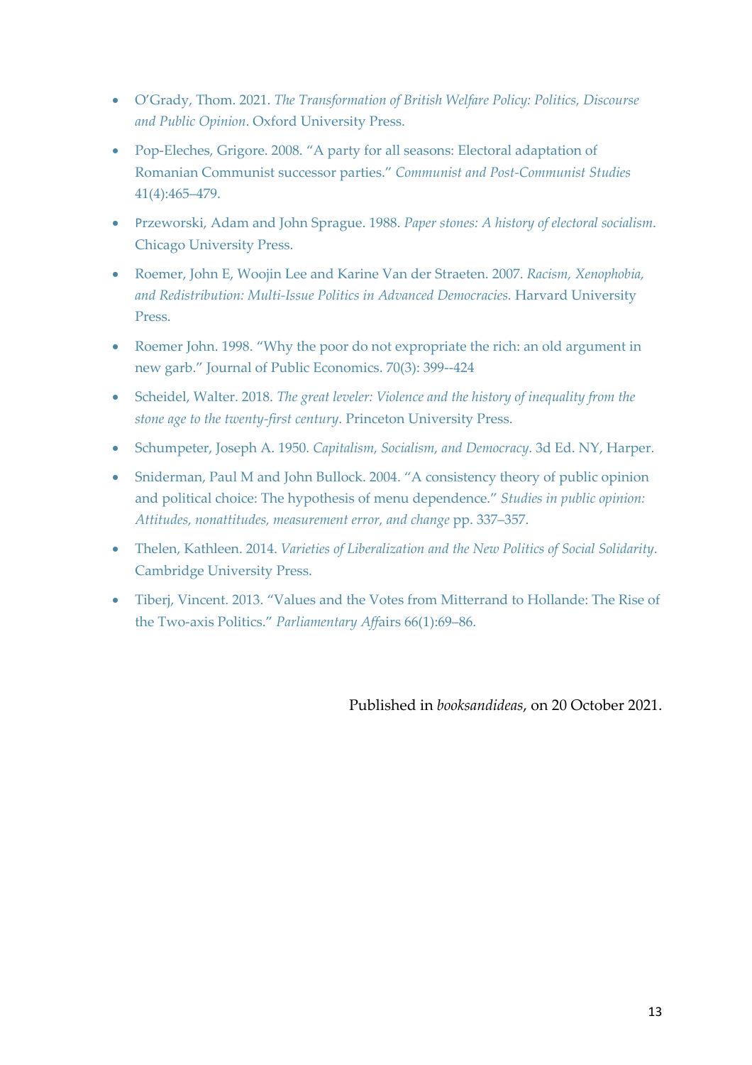- O'Grady, Thom. 2021. *The Transformation of British Welfare Policy: Politics, Discourse and Public Opinion*. Oxford University Press.
- Pop-Eleches, Grigore. 2008. "A party for all seasons: Electoral adaptation of Romanian Communist successor parties." *Communist and Post-Communist Studies* 41(4):465–479.
- Przeworski, Adam and John Sprague. 1988. *Paper stones: A history of electoral socialism*. Chicago University Press.
- Roemer, John E, Woojin Lee and Karine Van der Straeten. 2007. *Racism, Xenophobia, and Redistribution: Multi-Issue Politics in Advanced Democracies.* Harvard University Press.
- Roemer John. 1998. "Why the poor do not expropriate the rich: an old argument in new garb." Journal of Public Economics. 70(3): 399--424
- Scheidel, Walter. 2018. *The great leveler: Violence and the history of inequality from the stone age to the twenty-first century*. Princeton University Press.
- Schumpeter, Joseph A. 1950. *Capitalism, Socialism, and Democracy*. 3d Ed. NY, Harper.
- Sniderman, Paul M and John Bullock. 2004. "A consistency theory of public opinion and political choice: The hypothesis of menu dependence." *Studies in public opinion: Attitudes, nonattitudes, measurement error, and change* pp. 337–357.
- Thelen, Kathleen. 2014. *Varieties of Liberalization and the New Politics of Social Solidarity*. Cambridge University Press.
- Tiberj, Vincent. 2013. "Values and the Votes from Mitterrand to Hollande: The Rise of the Two-axis Politics." *Parliamentary Aff*airs 66(1):69–86.

Published in *booksandideas*, on 20 October 2021.